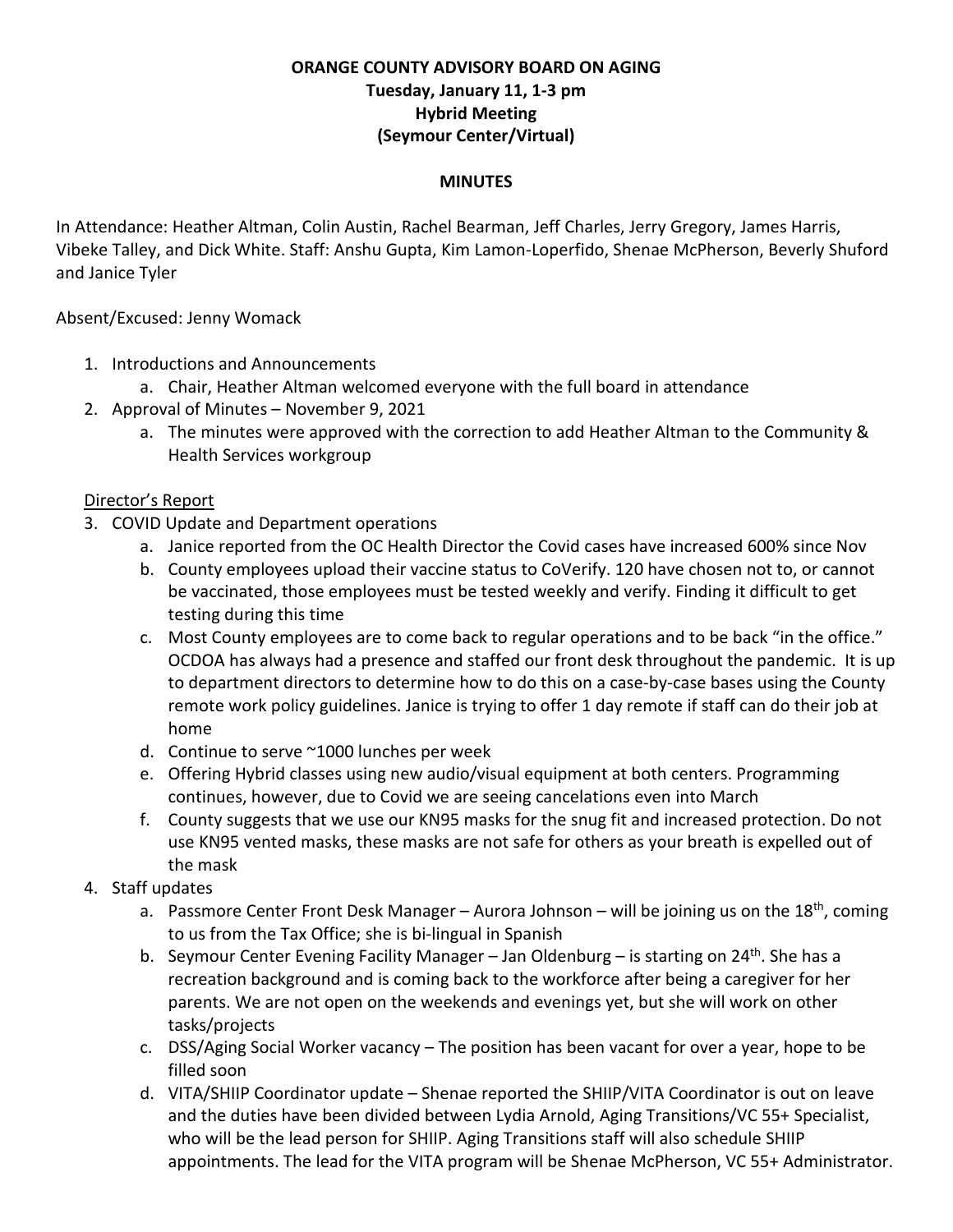**ORANGE COUNTY ADVISORY BOARD ON AGING**
**Tuesday, January 11, 1-3 pm**
**Hybrid Meeting**
**(Seymour Center/Virtual)**

**MINUTES**

In Attendance: Heather Altman, Colin Austin, Rachel Bearman, Jeff Charles, Jerry Gregory, James Harris, Vibeke Talley, and Dick White. Staff: Anshu Gupta, Kim Lamon-Loperfido, Shenae McPherson, Beverly Shuford and Janice Tyler

Absent/Excused: Jenny Womack

1. Introductions and Announcements
    a. Chair, Heather Altman welcomed everyone with the full board in attendance
2. Approval of Minutes – November 9, 2021
    a. The minutes were approved with the correction to add Heather Altman to the Community & Health Services workgroup

Director's Report

3. COVID Update and Department operations
    a. Janice reported from the OC Health Director the Covid cases have increased 600% since Nov
    b. County employees upload their vaccine status to CoVerify. 120 have chosen not to, or cannot be vaccinated, those employees must be tested weekly and verify. Finding it difficult to get testing during this time
    c. Most County employees are to come back to regular operations and to be back "in the office." OCDOA has always had a presence and staffed our front desk throughout the pandemic. It is up to department directors to determine how to do this on a case-by-case bases using the County remote work policy guidelines. Janice is trying to offer 1 day remote if staff can do their job at home
    d. Continue to serve ~1000 lunches per week
    e. Offering Hybrid classes using new audio/visual equipment at both centers. Programming continues, however, due to Covid we are seeing cancelations even into March
    f. County suggests that we use our KN95 masks for the snug fit and increased protection. Do not use KN95 vented masks, these masks are not safe for others as your breath is expelled out of the mask
4. Staff updates
    a. Passmore Center Front Desk Manager – Aurora Johnson – will be joining us on the 18th, coming to us from the Tax Office; she is bi-lingual in Spanish
    b. Seymour Center Evening Facility Manager – Jan Oldenburg – is starting on 24th. She has a recreation background and is coming back to the workforce after being a caregiver for her parents. We are not open on the weekends and evenings yet, but she will work on other tasks/projects
    c. DSS/Aging Social Worker vacancy – The position has been vacant for over a year, hope to be filled soon
    d. VITA/SHIIP Coordinator update – Shenae reported the SHIIP/VITA Coordinator is out on leave and the duties have been divided between Lydia Arnold, Aging Transitions/VC 55+ Specialist, who will be the lead person for SHIIP. Aging Transitions staff will also schedule SHIIP appointments. The lead for the VITA program will be Shenae McPherson, VC 55+ Administrator.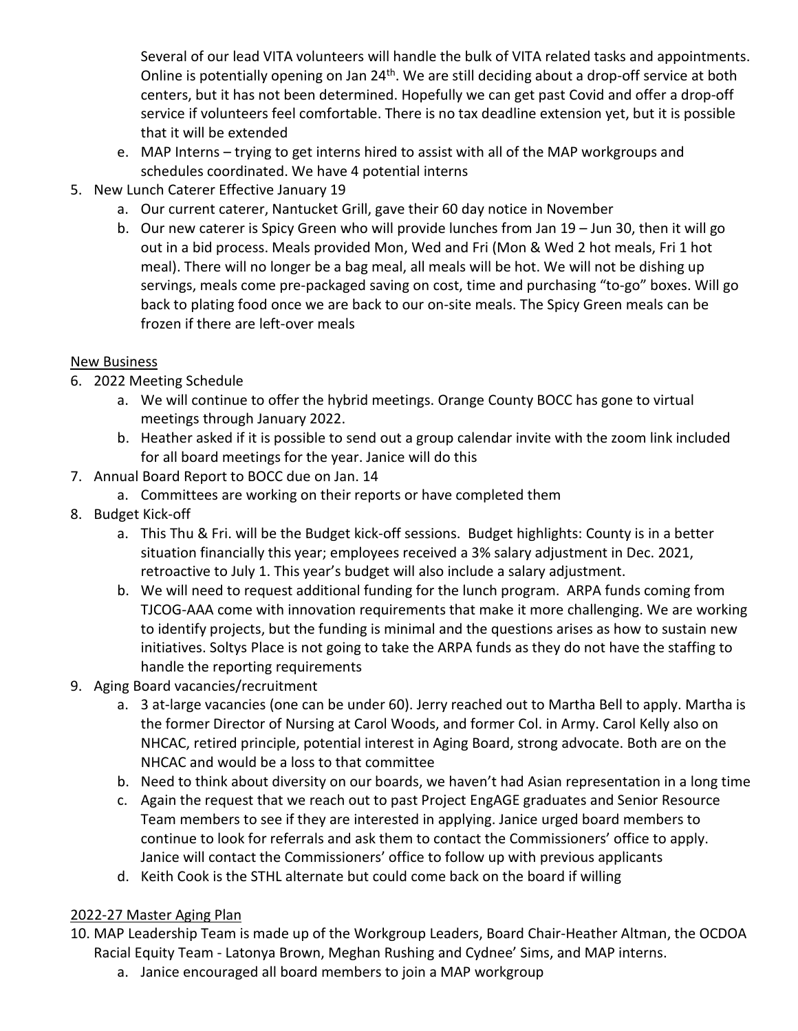Several of our lead VITA volunteers will handle the bulk of VITA related tasks and appointments. Online is potentially opening on Jan 24th. We are still deciding about a drop-off service at both centers, but it has not been determined. Hopefully we can get past Covid and offer a drop-off service if volunteers feel comfortable. There is no tax deadline extension yet, but it is possible that it will be extended

   e. MAP Interns – trying to get interns hired to assist with all of the MAP workgroups and schedules coordinated. We have 4 potential interns

5. New Lunch Caterer Effective January 19
   a. Our current caterer, Nantucket Grill, gave their 60 day notice in November
   b. Our new caterer is Spicy Green who will provide lunches from Jan 19 – Jun 30, then it will go out in a bid process. Meals provided Mon, Wed and Fri (Mon & Wed 2 hot meals, Fri 1 hot meal). There will no longer be a bag meal, all meals will be hot. We will not be dishing up servings, meals come pre-packaged saving on cost, time and purchasing "to-go" boxes. Will go back to plating food once we are back to our on-site meals. The Spicy Green meals can be frozen if there are left-over meals

<u>New Business</u>

6. 2022 Meeting Schedule
   a. We will continue to offer the hybrid meetings. Orange County BOCC has gone to virtual meetings through January 2022.
   b. Heather asked if it is possible to send out a group calendar invite with the zoom link included for all board meetings for the year. Janice will do this
7. Annual Board Report to BOCC due on Jan. 14
   a. Committees are working on their reports or have completed them
8. Budget Kick-off
   a. This Thu & Fri. will be the Budget kick-off sessions. Budget highlights: County is in a better situation financially this year; employees received a 3% salary adjustment in Dec. 2021, retroactive to July 1. This year's budget will also include a salary adjustment.
   b. We will need to request additional funding for the lunch program. ARPA funds coming from TJCOG-AAA come with innovation requirements that make it more challenging. We are working to identify projects, but the funding is minimal and the questions arises as how to sustain new initiatives. Soltys Place is not going to take the ARPA funds as they do not have the staffing to handle the reporting requirements
9. Aging Board vacancies/recruitment
   a. 3 at-large vacancies (one can be under 60). Jerry reached out to Martha Bell to apply. Martha is the former Director of Nursing at Carol Woods, and former Col. in Army. Carol Kelly also on NHCAC, retired principle, potential interest in Aging Board, strong advocate. Both are on the NHCAC and would be a loss to that committee
   b. Need to think about diversity on our boards, we haven't had Asian representation in a long time
   c. Again the request that we reach out to past Project EngAGE graduates and Senior Resource Team members to see if they are interested in applying. Janice urged board members to continue to look for referrals and ask them to contact the Commissioners' office to apply. Janice will contact the Commissioners' office to follow up with previous applicants
   d. Keith Cook is the STHL alternate but could come back on the board if willing

<u>2022-27 Master Aging Plan</u>

10. MAP Leadership Team is made up of the Workgroup Leaders, Board Chair-Heather Altman, the OCDOA Racial Equity Team - Latonya Brown, Meghan Rushing and Cydnee' Sims, and MAP interns.
    a. Janice encouraged all board members to join a MAP workgroup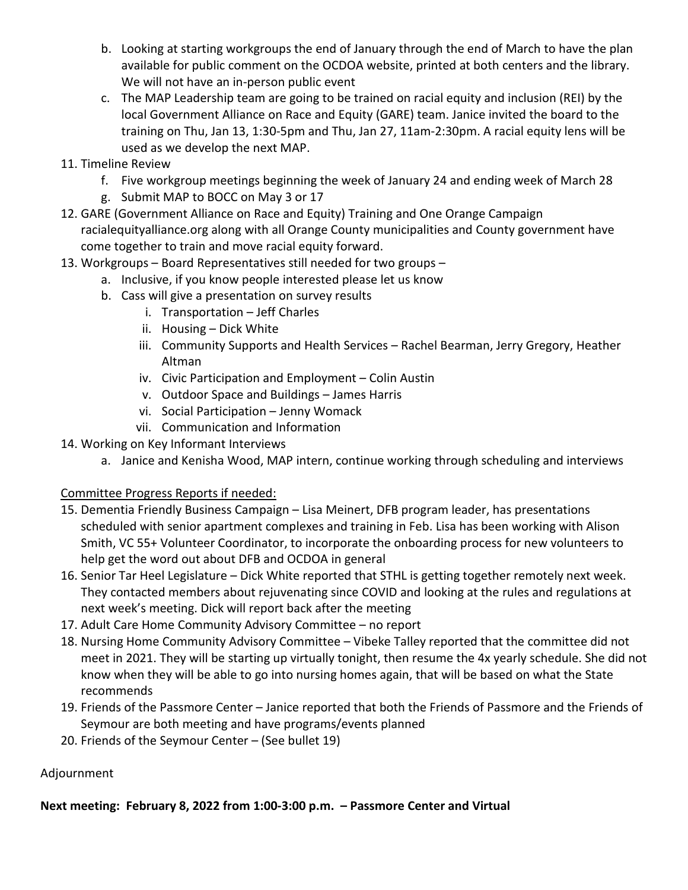b. Looking at starting workgroups the end of January through the end of March to have the plan available for public comment on the OCDOA website, printed at both centers and the library. We will not have an in-person public event
   c. The MAP Leadership team are going to be trained on racial equity and inclusion (REI) by the local Government Alliance on Race and Equity (GARE) team. Janice invited the board to the training on Thu, Jan 13, 1:30-5pm and Thu, Jan 27, 11am-2:30pm. A racial equity lens will be used as we develop the next MAP.

11. Timeline Review
    f. Five workgroup meetings beginning the week of January 24 and ending week of March 28
    g. Submit MAP to BOCC on May 3 or 17
12. GARE (Government Alliance on Race and Equity) Training and One Orange Campaign racialequityalliance.org along with all Orange County municipalities and County government have come together to train and move racial equity forward.
13. Workgroups – Board Representatives still needed for two groups –
    a. Inclusive, if you know people interested please let us know
    b. Cass will give a presentation on survey results
       i. Transportation – Jeff Charles
       ii. Housing – Dick White
       iii. Community Supports and Health Services – Rachel Bearman, Jerry Gregory, Heather Altman
       iv. Civic Participation and Employment – Colin Austin
       v. Outdoor Space and Buildings – James Harris
       vi. Social Participation – Jenny Womack
       vii. Communication and Information
14. Working on Key Informant Interviews
    a. Janice and Kenisha Wood, MAP intern, continue working through scheduling and interviews

Committee Progress Reports if needed:

15. Dementia Friendly Business Campaign – Lisa Meinert, DFB program leader, has presentations scheduled with senior apartment complexes and training in Feb. Lisa has been working with Alison Smith, VC 55+ Volunteer Coordinator, to incorporate the onboarding process for new volunteers to help get the word out about DFB and OCDOA in general
16. Senior Tar Heel Legislature – Dick White reported that STHL is getting together remotely next week. They contacted members about rejuvenating since COVID and looking at the rules and regulations at next week's meeting. Dick will report back after the meeting
17. Adult Care Home Community Advisory Committee – no report
18. Nursing Home Community Advisory Committee – Vibeke Talley reported that the committee did not meet in 2021. They will be starting up virtually tonight, then resume the 4x yearly schedule. She did not know when they will be able to go into nursing homes again, that will be based on what the State recommends
19. Friends of the Passmore Center – Janice reported that both the Friends of Passmore and the Friends of Seymour are both meeting and have programs/events planned
20. Friends of the Seymour Center – (See bullet 19)

Adjournment

**Next meeting: February 8, 2022 from 1:00-3:00 p.m. – Passmore Center and Virtual**